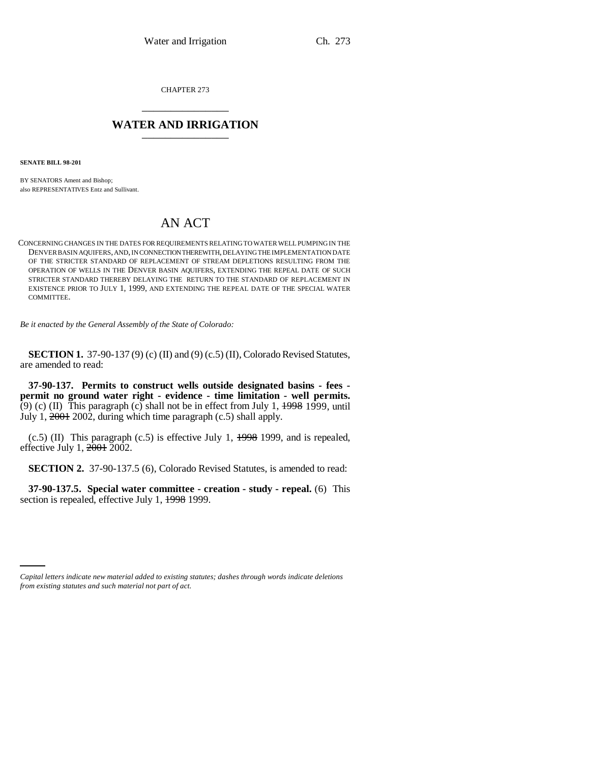CHAPTER 273

# WATER AND IRRIGATION

**SENATE BILL 98-201**

BY SENATORS Ament and Bishop;
also REPRESENTATIVES Entz and Sullivant.

# AN ACT

CONCERNING CHANGES IN THE DATES FOR REQUIREMENTS RELATING TO WATER WELL PUMPING IN THE DENVER BASIN AQUIFERS, AND, IN CONNECTION THEREWITH, DELAYING THE IMPLEMENTATION DATE OF THE STRICTER STANDARD OF REPLACEMENT OF STREAM DEPLETIONS RESULTING FROM THE OPERATION OF WELLS IN THE DENVER BASIN AQUIFERS, EXTENDING THE REPEAL DATE OF SUCH STRICTER STANDARD THEREBY DELAYING THE RETURN TO THE STANDARD OF REPLACEMENT IN EXISTENCE PRIOR TO JULY 1, 1999, AND EXTENDING THE REPEAL DATE OF THE SPECIAL WATER COMMITTEE.

*Be it enacted by the General Assembly of the State of Colorado:*

**SECTION 1.** 37-90-137 (9) (c) (II) and (9) (c.5) (II), Colorado Revised Statutes, are amended to read:

**37-90-137. Permits to construct wells outside designated basins - fees - permit no ground water right - evidence - time limitation - well permits.** (9) (c) (II) This paragraph (c) shall not be in effect from July 1, ~~1998~~ 1999, until July 1, ~~2001~~ 2002, during which time paragraph (c.5) shall apply.

(c.5) (II) This paragraph (c.5) is effective July 1, ~~1998~~ 1999, and is repealed, effective July 1, ~~2001~~ 2002.

**SECTION 2.** 37-90-137.5 (6), Colorado Revised Statutes, is amended to read:

**37-90-137.5. Special water committee - creation - study - repeal.** (6) This section is repealed, effective July 1, ~~1998~~ 1999.

*Capital letters indicate new material added to existing statutes; dashes through words indicate deletions from existing statutes and such material not part of act.*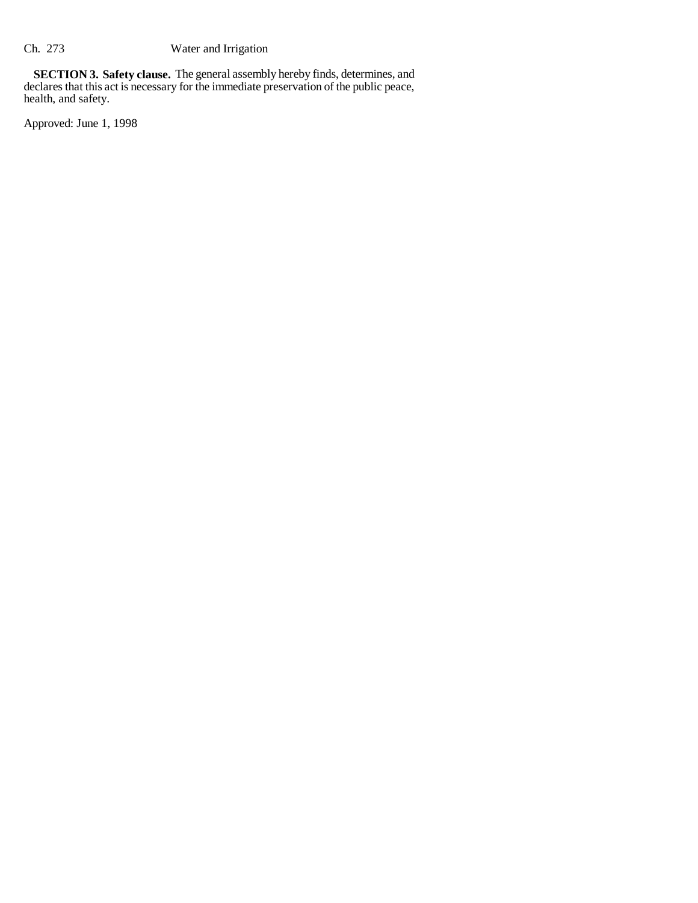**SECTION 3. Safety clause.** The general assembly hereby finds, determines, and declares that this act is necessary for the immediate preservation of the public peace, health, and safety.

Approved: June 1, 1998